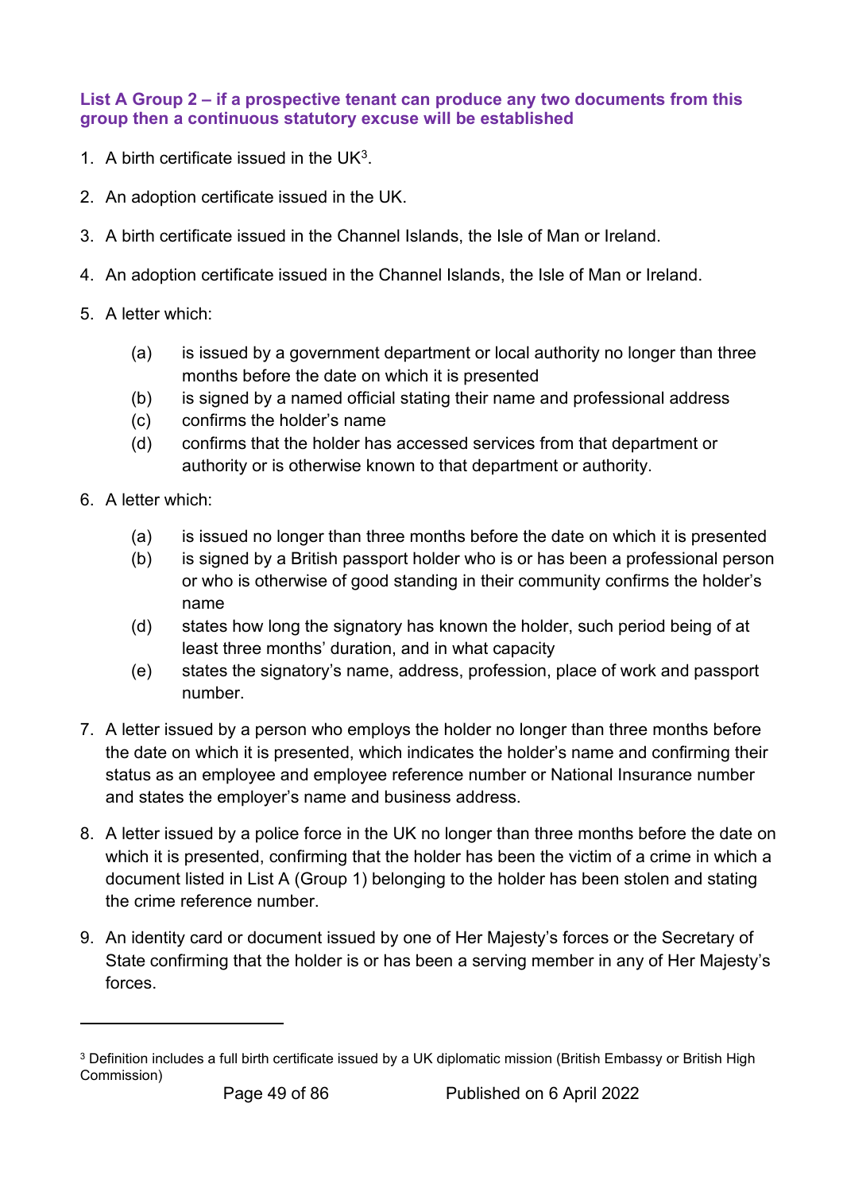### List A Group 2 – if a prospective tenant can produce any two documents from this group then a continuous statutory excuse will be established

1. A birth certificate issued in the UK[3].

2. An adoption certificate issued in the UK.

3. A birth certificate issued in the Channel Islands, the Isle of Man or Ireland.

4. An adoption certificate issued in the Channel Islands, the Isle of Man or Ireland.

5. A letter which:

   (a) is issued by a government department or local authority no longer than three months before the date on which it is presented
   (b) is signed by a named official stating their name and professional address
   (c) confirms the holder's name
   (d) confirms that the holder has accessed services from that department or authority or is otherwise known to that department or authority.

6. A letter which:

   (a) is issued no longer than three months before the date on which it is presented
   (b) is signed by a British passport holder who is or has been a professional person or who is otherwise of good standing in their community confirms the holder's name
   (d) states how long the signatory has known the holder, such period being of at least three months' duration, and in what capacity
   (e) states the signatory's name, address, profession, place of work and passport number.

7. A letter issued by a person who employs the holder no longer than three months before the date on which it is presented, which indicates the holder's name and confirming their status as an employee and employee reference number or National Insurance number and states the employer's name and business address.

8. A letter issued by a police force in the UK no longer than three months before the date on which it is presented, confirming that the holder has been the victim of a crime in which a document listed in List A (Group 1) belonging to the holder has been stolen and stating the crime reference number.

9. An identity card or document issued by one of Her Majesty's forces or the Secretary of State confirming that the holder is or has been a serving member in any of Her Majesty's forces.

---

[3] Definition includes a full birth certificate issued by a UK diplomatic mission (British Embassy or British High Commission)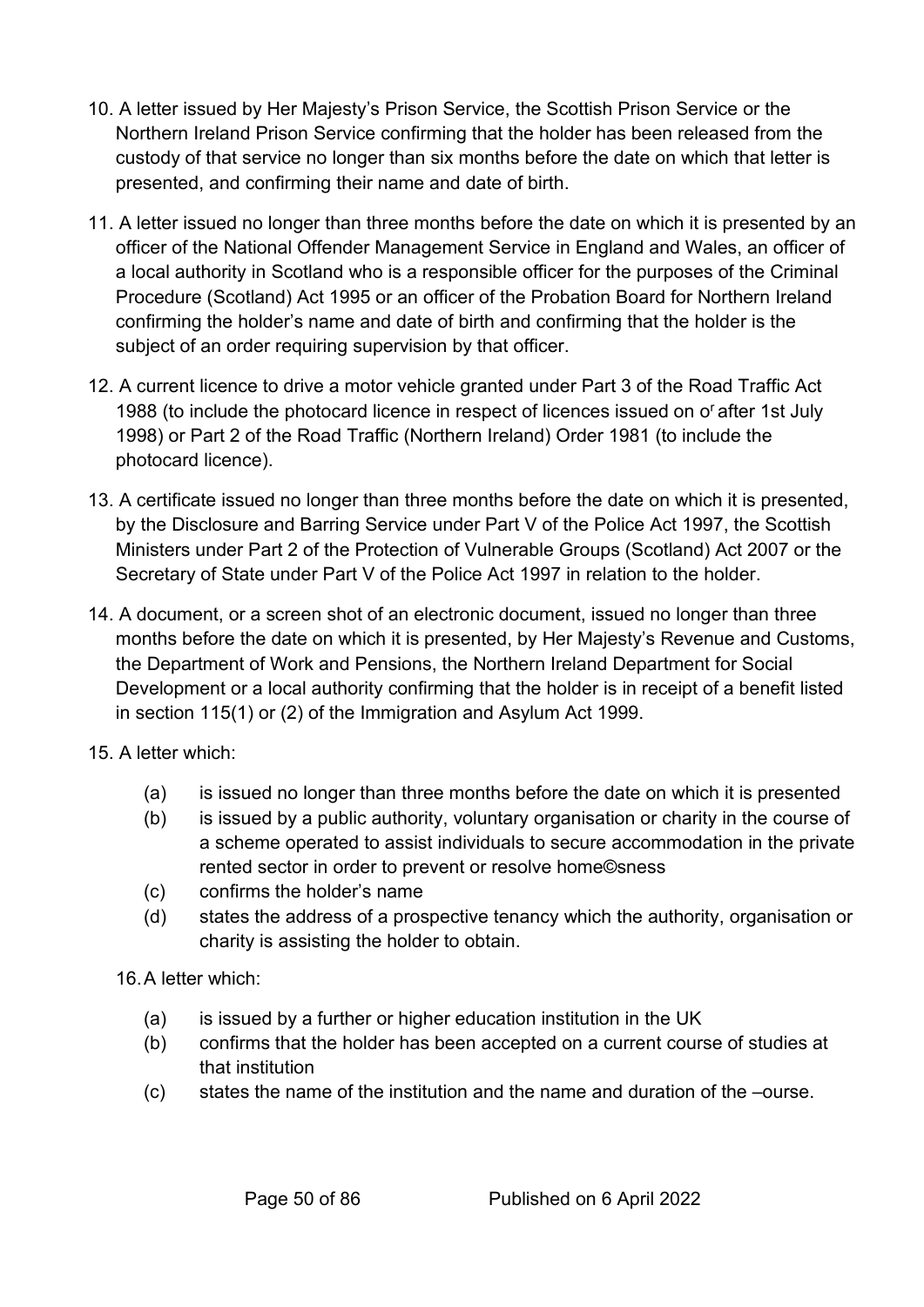10. A letter issued by Her Majesty's Prison Service, the Scottish Prison Service or the Northern Ireland Prison Service confirming that the holder has been released from the custody of that service no longer than six months before the date on which that letter is presented, and confirming their name and date of birth.

11. A letter issued no longer than three months before the date on which it is presented by an officer of the National Offender Management Service in England and Wales, an officer of a local authority in Scotland who is a responsible officer for the purposes of the Criminal Procedure (Scotland) Act 1995 or an officer of the Probation Board for Northern Ireland confirming the holder's name and date of birth and confirming that the holder is the subject of an order requiring supervision by that officer.

12. A current licence to drive a motor vehicle granted under Part 3 of the Road Traffic Act 1988 (to include the photocard licence in respect of licences issued on or after 1st July 1998) or Part 2 of the Road Traffic (Northern Ireland) Order 1981 (to include the photocard licence).

13. A certificate issued no longer than three months before the date on which it is presented, by the Disclosure and Barring Service under Part V of the Police Act 1997, the Scottish Ministers under Part 2 of the Protection of Vulnerable Groups (Scotland) Act 2007 or the Secretary of State under Part V of the Police Act 1997 in relation to the holder.

14. A document, or a screen shot of an electronic document, issued no longer than three months before the date on which it is presented, by Her Majesty's Revenue and Customs, the Department of Work and Pensions, the Northern Ireland Department for Social Development or a local authority confirming that the holder is in receipt of a benefit listed in section 115(1) or (2) of the Immigration and Asylum Act 1999.

15. A letter which:

    (a) is issued no longer than three months before the date on which it is presented
    (b) is issued by a public authority, voluntary organisation or charity in the course of a scheme operated to assist individuals to secure accommodation in the private rented sector in order to prevent or resolve homelessness
    (c) confirms the holder's name
    (d) states the address of a prospective tenancy which the authority, organisation or charity is assisting the holder to obtain.

16. A letter which:

    (a) is issued by a further or higher education institution in the UK
    (b) confirms that the holder has been accepted on a current course of studies at that institution
    (c) states the name of the institution and the name and duration of the course.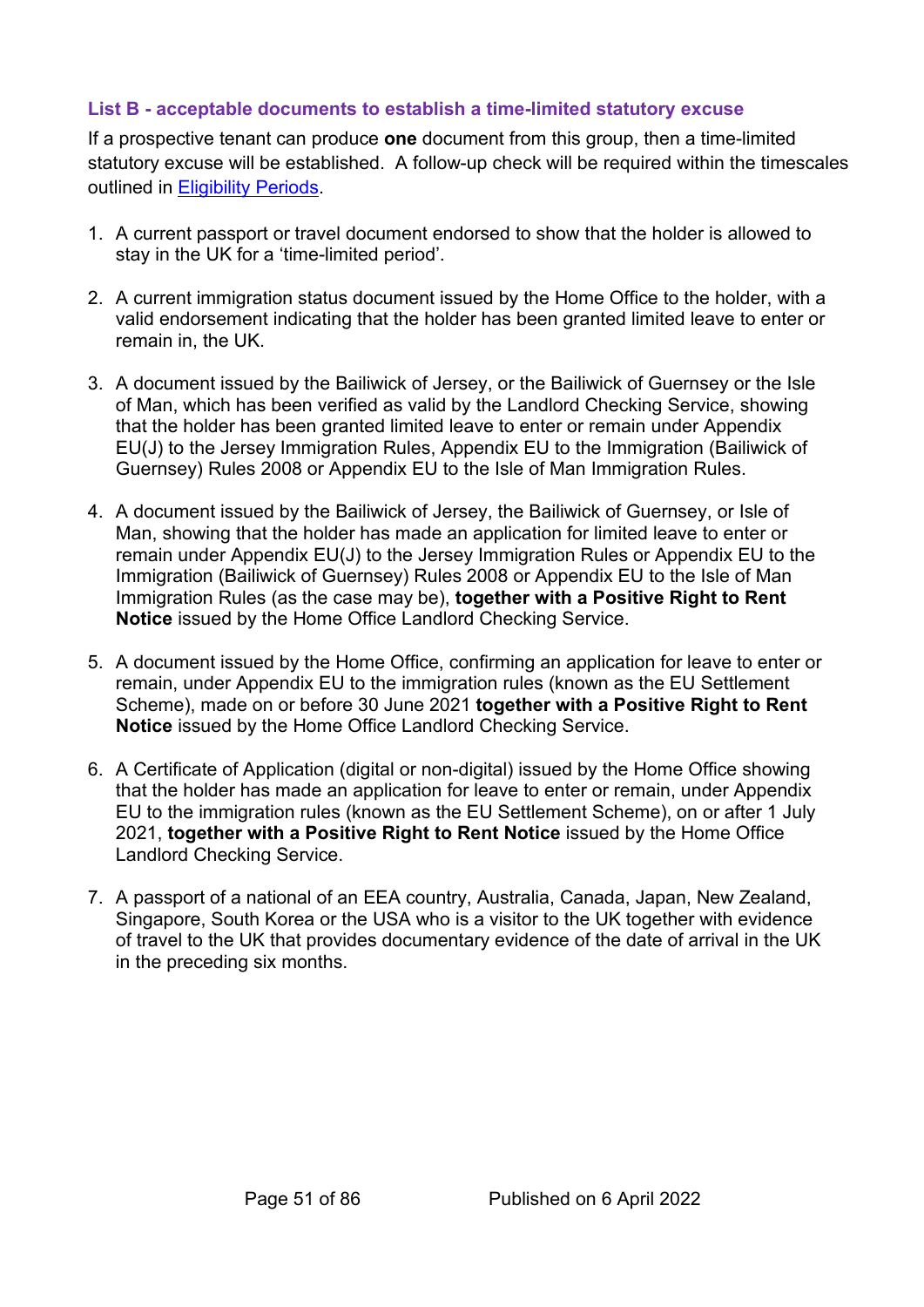### List B - acceptable documents to establish a time-limited statutory excuse

If a prospective tenant can produce **one** document from this group, then a time-limited statutory excuse will be established. A follow-up check will be required within the timescales outlined in [Eligibility Periods](#).

1. A current passport or travel document endorsed to show that the holder is allowed to stay in the UK for a 'time-limited period'.

2. A current immigration status document issued by the Home Office to the holder, with a valid endorsement indicating that the holder has been granted limited leave to enter or remain in, the UK.

3. A document issued by the Bailiwick of Jersey, or the Bailiwick of Guernsey or the Isle of Man, which has been verified as valid by the Landlord Checking Service, showing that the holder has been granted limited leave to enter or remain under Appendix EU(J) to the Jersey Immigration Rules, Appendix EU to the Immigration (Bailiwick of Guernsey) Rules 2008 or Appendix EU to the Isle of Man Immigration Rules.

4. A document issued by the Bailiwick of Jersey, the Bailiwick of Guernsey, or Isle of Man, showing that the holder has made an application for limited leave to enter or remain under Appendix EU(J) to the Jersey Immigration Rules or Appendix EU to the Immigration (Bailiwick of Guernsey) Rules 2008 or Appendix EU to the Isle of Man Immigration Rules (as the case may be), **together with a Positive Right to Rent Notice** issued by the Home Office Landlord Checking Service.

5. A document issued by the Home Office, confirming an application for leave to enter or remain, under Appendix EU to the immigration rules (known as the EU Settlement Scheme), made on or before 30 June 2021 **together with a Positive Right to Rent Notice** issued by the Home Office Landlord Checking Service.

6. A Certificate of Application (digital or non-digital) issued by the Home Office showing that the holder has made an application for leave to enter or remain, under Appendix EU to the immigration rules (known as the EU Settlement Scheme), on or after 1 July 2021, **together with a Positive Right to Rent Notice** issued by the Home Office Landlord Checking Service.

7. A passport of a national of an EEA country, Australia, Canada, Japan, New Zealand, Singapore, South Korea or the USA who is a visitor to the UK together with evidence of travel to the UK that provides documentary evidence of the date of arrival in the UK in the preceding six months.